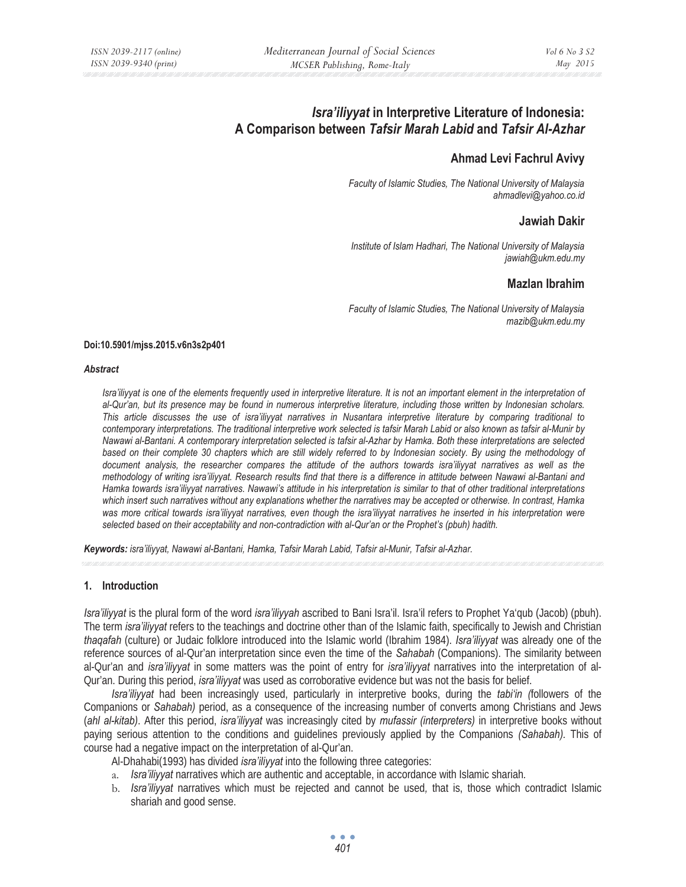# *Isra'iliyyat* in Interpretive Literature of Indonesia: A Comparison between *Tafsir Marah Labid* and *Tafsir Al-Azhar*

**Ahmad Levi Fachrul Avivy**

*Faculty of Islamic Studies, The National University of Malaysia*
*ahmadlevi@yahoo.co.id*

**Jawiah Dakir**

*Institute of Islam Hadhari, The National University of Malaysia*
*jawiah@ukm.edu.my*

**Mazlan Ibrahim**

*Faculty of Islamic Studies, The National University of Malaysia*
*mazib@ukm.edu.my*

**Doi:10.5901/mjss.2015.v6n3s2p401**

***Abstract***

*Isra'iliyyat is one of the elements frequently used in interpretive literature. It is not an important element in the interpretation of al-Qur'an, but its presence may be found in numerous interpretive literature, including those written by Indonesian scholars. This article discusses the use of isra'iliyyat narratives in Nusantara interpretive literature by comparing traditional to contemporary interpretations. The traditional interpretive work selected is tafsir Marah Labid or also known as tafsir al-Munir by Nawawi al-Bantani. A contemporary interpretation selected is tafsir al-Azhar by Hamka. Both these interpretations are selected based on their complete 30 chapters which are still widely referred to by Indonesian society. By using the methodology of document analysis, the researcher compares the attitude of the authors towards isra'iliyyat narratives as well as the methodology of writing isra'iliyyat. Research results find that there is a difference in attitude between Nawawi al-Bantani and Hamka towards isra'iliyyat narratives. Nawawi's attitude in his interpretation is similar to that of other traditional interpretations which insert such narratives without any explanations whether the narratives may be accepted or otherwise. In contrast, Hamka was more critical towards isra'iliyyat narratives, even though the isra'iliyyat narratives he inserted in his interpretation were selected based on their acceptability and non-contradiction with al-Qur'an or the Prophet's (pbuh) hadith.*

***Keywords:*** *isra'iliyyat, Nawawi al-Bantani, Hamka, Tafsir Marah Labid, Tafsir al-Munir, Tafsir al-Azhar.*

## 1. Introduction

*Isra'iliyyat* is the plural form of the word *isra'iliyyah* ascribed to Bani Isra'il. Isra'il refers to Prophet Ya'qub (Jacob) (pbuh). The term *isra'iliyyat* refers to the teachings and doctrine other than of the Islamic faith, specifically to Jewish and Christian *thaqafah* (culture) or Judaic folklore introduced into the Islamic world (Ibrahim 1984). *Isra'iliyyat* was already one of the reference sources of al-Qur'an interpretation since even the time of the *Sahabah* (Companions). The similarity between al-Qur'an and *isra'iliyyat* in some matters was the point of entry for *isra'iliyyat* narratives into the interpretation of al-Qur'an. During this period, *isra'iliyyat* was used as corroborative evidence but was not the basis for belief.

*Isra'iliyyat* had been increasingly used, particularly in interpretive books, during the *tabi'in (*followers of the Companions or *Sahabah)* period, as a consequence of the increasing number of converts among Christians and Jews (*ahl al-kitab)*. After this period, *isra'iliyyat* was increasingly cited by *mufassir (interpreters)* in interpretive books without paying serious attention to the conditions and guidelines previously applied by the Companions *(Sahabah).* This of course had a negative impact on the interpretation of al-Qur'an.

Al-Dhahabi(1993) has divided *isra'iliyyat* into the following three categories:

a. *Isra'iliyyat* narratives which are authentic and acceptable, in accordance with Islamic shariah.
b. *Isra'iliyyat* narratives which must be rejected and cannot be used, that is, those which contradict Islamic shariah and good sense.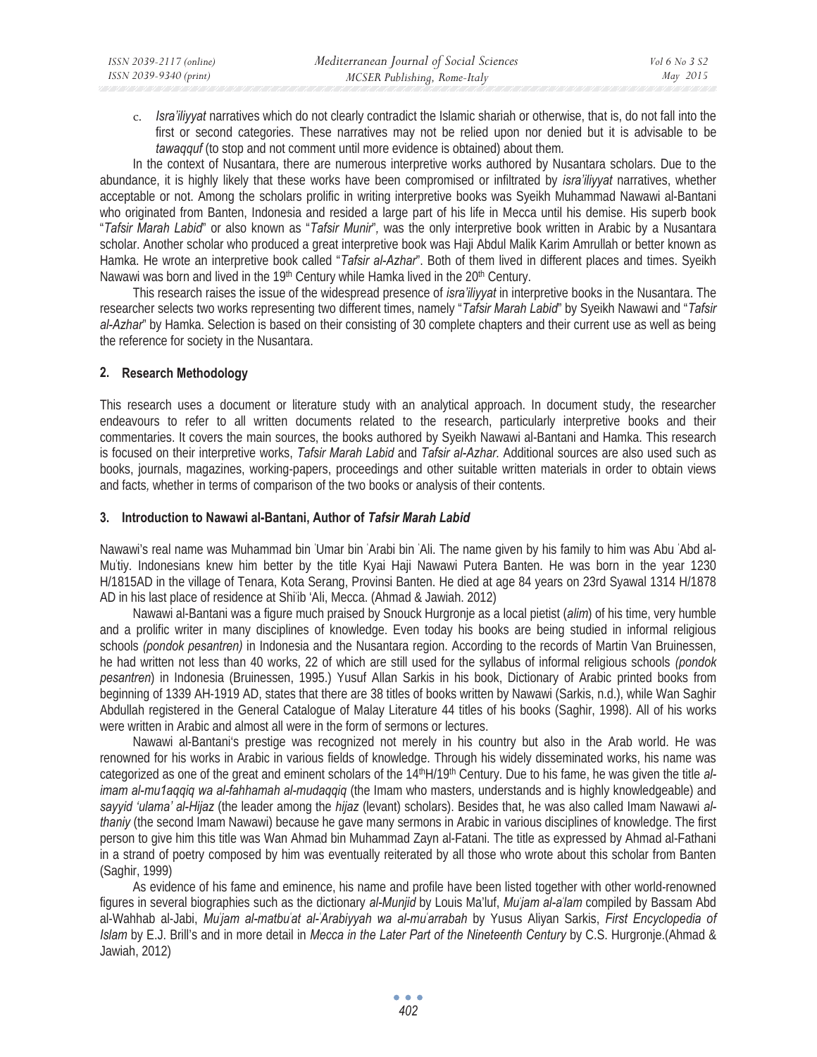c. *Isra'iliyyat* narratives which do not clearly contradict the Islamic shariah or otherwise, that is, do not fall into the first or second categories. These narratives may not be relied upon nor denied but it is advisable to be *tawaqquf* (to stop and not comment until more evidence is obtained) about them.

In the context of Nusantara, there are numerous interpretive works authored by Nusantara scholars. Due to the abundance, it is highly likely that these works have been compromised or infiltrated by *isra'iliyyat* narratives, whether acceptable or not. Among the scholars prolific in writing interpretive books was Syeikh Muhammad Nawawi al-Bantani who originated from Banten, Indonesia and resided a large part of his life in Mecca until his demise. His superb book "*Tafsir Marah Labid*" or also known as "*Tafsir Munir*", was the only interpretive book written in Arabic by a Nusantara scholar. Another scholar who produced a great interpretive book was Haji Abdul Malik Karim Amrullah or better known as Hamka. He wrote an interpretive book called "*Tafsir al-Azhar*". Both of them lived in different places and times. Syeikh Nawawi was born and lived in the 19th Century while Hamka lived in the 20th Century.

This research raises the issue of the widespread presence of *isra'iliyyat* in interpretive books in the Nusantara. The researcher selects two works representing two different times, namely "*Tafsir Marah Labid*" by Syeikh Nawawi and "*Tafsir al-Azhar*" by Hamka. Selection is based on their consisting of 30 complete chapters and their current use as well as being the reference for society in the Nusantara.

## 2. Research Methodology

This research uses a document or literature study with an analytical approach. In document study, the researcher endeavours to refer to all written documents related to the research, particularly interpretive books and their commentaries. It covers the main sources, the books authored by Syeikh Nawawi al-Bantani and Hamka. This research is focused on their interpretive works, *Tafsir Marah Labid* and *Tafsir al-Azhar*. Additional sources are also used such as books, journals, magazines, working-papers, proceedings and other suitable written materials in order to obtain views and facts*,* whether in terms of comparison of the two books or analysis of their contents.

## 3. Introduction to Nawawi al-Bantani, Author of *Tafsir Marah Labid*

Nawawi's real name was Muhammad bin ʿUmar bin ʿArabi bin ʿAli. The name given by his family to him was Abu ʿAbd al-Muʿtiy. Indonesians knew him better by the title Kyai Haji Nawawi Putera Banten. He was born in the year 1230 H/1815AD in the village of Tenara, Kota Serang, Provinsi Banten. He died at age 84 years on 23rd Syawal 1314 H/1878 AD in his last place of residence at Shiʿib ʿAli, Mecca. (Ahmad & Jawiah. 2012)

Nawawi al-Bantani was a figure much praised by Snouck Hurgronje as a local pietist (*alim*) of his time, very humble and a prolific writer in many disciplines of knowledge. Even today his books are being studied in informal religious schools *(pondok pesantren)* in Indonesia and the Nusantara region. According to the records of Martin Van Bruinessen, he had written not less than 40 works, 22 of which are still used for the syllabus of informal religious schools *(pondok pesantren*) in Indonesia (Bruinessen, 1995.) Yusuf Allan Sarkis in his book, Dictionary of Arabic printed books from beginning of 1339 AH-1919 AD, states that there are 38 titles of books written by Nawawi (Sarkis, n.d.), while Wan Saghir Abdullah registered in the General Catalogue of Malay Literature 44 titles of his books (Saghir, 1998). All of his works were written in Arabic and almost all were in the form of sermons or lectures.

Nawawi al-Bantani's prestige was recognized not merely in his country but also in the Arab world. He was renowned for his works in Arabic in various fields of knowledge. Through his widely disseminated works, his name was categorized as one of the great and eminent scholars of the 14thH/19th Century. Due to his fame, he was given the title *al-imam al-mu1aqqiq wa al-fahhamah al-mudaqqiq* (the Imam who masters, understands and is highly knowledgeable) and *sayyid 'ulama' al-Hijaz* (the leader among the *hijaz* (levant) scholars). Besides that, he was also called Imam Nawawi *al-thaniy* (the second Imam Nawawi) because he gave many sermons in Arabic in various disciplines of knowledge. The first person to give him this title was Wan Ahmad bin Muhammad Zayn al-Fatani. The title as expressed by Ahmad al-Fathani in a strand of poetry composed by him was eventually reiterated by all those who wrote about this scholar from Banten (Saghir, 1999)

As evidence of his fame and eminence, his name and profile have been listed together with other world-renowned figures in several biographies such as the dictionary *al-Munjid* by Louis Ma'luf, *Muʿjam al-a'lam* compiled by Bassam Abd al-Wahhab al-Jabi, *Muʿjam al-matbuʿat al-ʿArabiyyah wa al-muʿarrabah* by Yusus Aliyan Sarkis, *First Encyclopedia of Islam* by E.J. Brill's and in more detail in *Mecca in the Later Part of the Nineteenth Century* by C.S. Hurgronje.(Ahmad & Jawiah, 2012)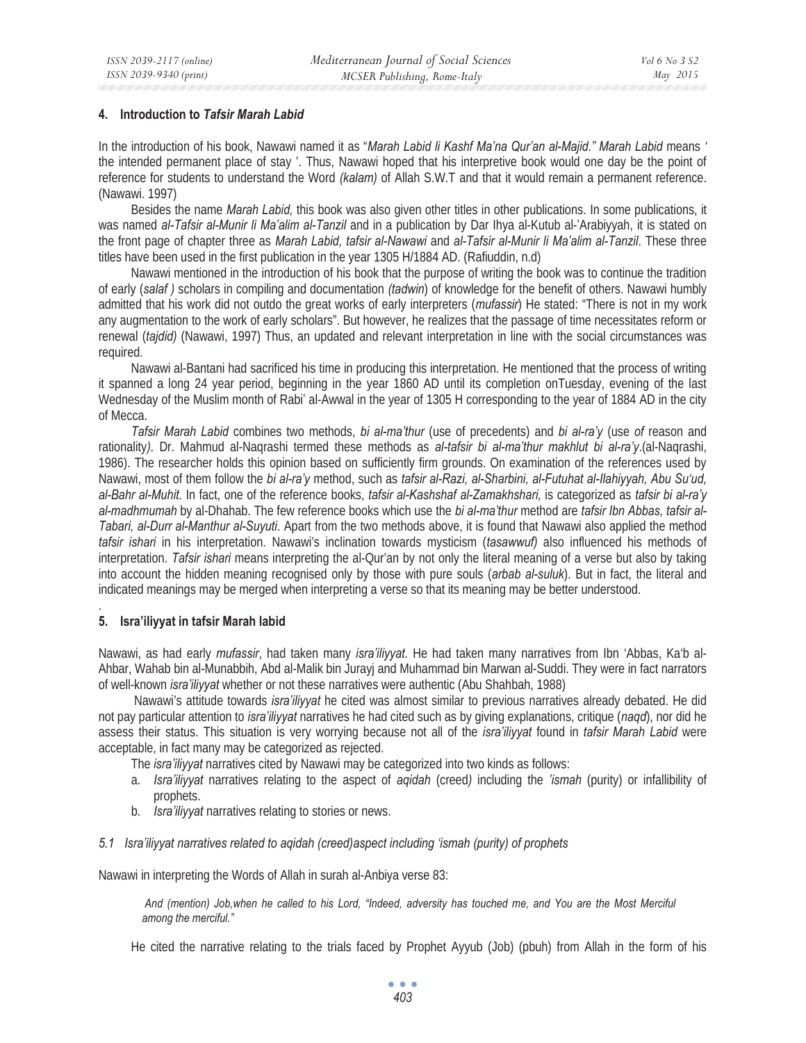## 4. Introduction to *Tafsir Marah Labid*

In the introduction of his book, Nawawi named it as "*Marah Labid li Kashf Ma'na Qur'an al-Majid." Marah Labid* means ' the intended permanent place of stay '. Thus, Nawawi hoped that his interpretive book would one day be the point of reference for students to understand the Word *(kalam)* of Allah S.W.T and that it would remain a permanent reference. (Nawawi. 1997)

Besides the name *Marah Labid,* this book was also given other titles in other publications. In some publications, it was named *al-Tafsir al-Munir li Ma'alim al-Tanzil* and in a publication by Dar Ihya al-Kutub al-'Arabiyyah, it is stated on the front page of chapter three as *Marah Labid, tafsir al-Nawawi* and *al-Tafsir al-Munir li Ma'alim al-Tanzil*. These three titles have been used in the first publication in the year 1305 H/1884 AD. (Rafiuddin, n.d)

Nawawi mentioned in the introduction of his book that the purpose of writing the book was to continue the tradition of early (*salaf )* scholars in compiling and documentation *(tadwin*) of knowledge for the benefit of others. Nawawi humbly admitted that his work did not outdo the great works of early interpreters (*mufassir*) He stated: "There is not in my work any augmentation to the work of early scholars". But however, he realizes that the passage of time necessitates reform or renewal (*tajdid)* (Nawawi, 1997) Thus, an updated and relevant interpretation in line with the social circumstances was required.

Nawawi al-Bantani had sacrificed his time in producing this interpretation. He mentioned that the process of writing it spanned a long 24 year period, beginning in the year 1860 AD until its completion onTuesday, evening of the last Wednesday of the Muslim month of Rabi' al-Awwal in the year of 1305 H corresponding to the year of 1884 AD in the city of Mecca.

*Tafsir Marah Labid* combines two methods, *bi al-ma'thur* (use of precedents) and *bi al-ra'y* (use *of* reason and rationality*)*. Dr. Mahmud al-Naqrashi termed these methods as *al-tafsir bi al-ma'thur makhlut bi al-ra'y*.(al-Naqrashi, 1986). The researcher holds this opinion based on sufficiently firm grounds. On examination of the references used by Nawawi, most of them follow the *bi al-ra'y* method, such as *tafsir al-Razi, al-Sharbini, al-Futuhat al-Ilahiyyah, Abu Su'ud, al-Bahr al-Muhit.* In fact, one of the reference books, *tafsir al-Kashshaf al-Zamakhshari,* is categorized as *tafsir bi al-ra'y al-madhmumah* by al-Dhahab. The few reference books which use the *bi al-ma'thur* method are *tafsir Ibn Abbas, tafsir al-Tabari, al-Durr al-Manthur al-Suyuti*. Apart from the two methods above, it is found that Nawawi also applied the method *tafsir ishari* in his interpretation. Nawawi's inclination towards mysticism (*tasawwuf)* also influenced his methods of interpretation. *Tafsir ishari* means interpreting the al-Qur'an by not only the literal meaning of a verse but also by taking into account the hidden meaning recognised only by those with pure souls (*arbab al-suluk*). But in fact, the literal and indicated meanings may be merged when interpreting a verse so that its meaning may be better understood.

## 5. Isra'iliyyat in tafsir Marah labid

Nawawi, as had early *mufassir*, had taken many *isra'iliyyat.* He had taken many narratives from Ibn 'Abbas, Ka'b al-Ahbar, Wahab bin al-Munabbih, Abd al-Malik bin Jurayj and Muhammad bin Marwan al-Suddi. They were in fact narrators of well-known *isra'iliyyat* whether or not these narratives were authentic (Abu Shahbah, 1988)

Nawawi's attitude towards *isra'iliyyat* he cited was almost similar to previous narratives already debated. He did not pay particular attention to *isra'iliyyat* narratives he had cited such as by giving explanations, critique (*naqd*), nor did he assess their status. This situation is very worrying because not all of the *isra'iliyyat* found in *tafsir Marah Labid* were acceptable, in fact many may be categorized as rejected.

The *isra'iliyyat* narratives cited by Nawawi may be categorized into two kinds as follows:

a. *Isra'iliyyat* narratives relating to the aspect of *aqidah* (creed*)* including the *'ismah* (purity) or infallibility of prophets.
b. *Isra'iliyyat* narratives relating to stories or news.

### *5.1 Isra'iliyyat narratives related to aqidah (creed)aspect including 'ismah (purity) of prophets*

Nawawi in interpreting the Words of Allah in surah al-Anbiya verse 83:

> *And (mention) Job,when he called to his Lord, "Indeed, adversity has touched me, and You are the Most Merciful among the merciful."*

He cited the narrative relating to the trials faced by Prophet Ayyub (Job) (pbuh) from Allah in the form of his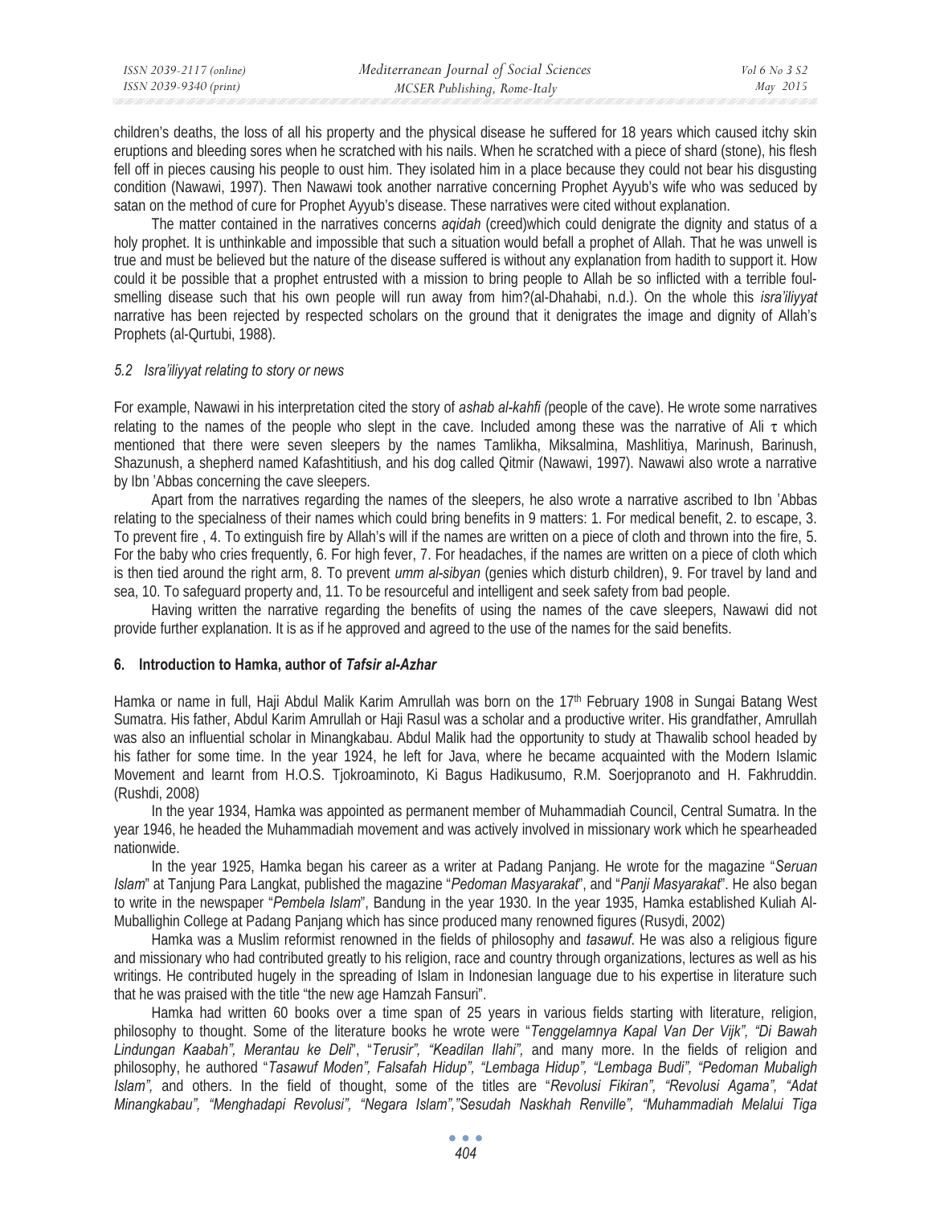children's deaths, the loss of all his property and the physical disease he suffered for 18 years which caused itchy skin eruptions and bleeding sores when he scratched with his nails. When he scratched with a piece of shard (stone), his flesh fell off in pieces causing his people to oust him. They isolated him in a place because they could not bear his disgusting condition (Nawawi, 1997). Then Nawawi took another narrative concerning Prophet Ayyub's wife who was seduced by satan on the method of cure for Prophet Ayyub's disease. These narratives were cited without explanation.

The matter contained in the narratives concerns *aqidah* (creed)which could denigrate the dignity and status of a holy prophet. It is unthinkable and impossible that such a situation would befall a prophet of Allah. That he was unwell is true and must be believed but the nature of the disease suffered is without any explanation from hadith to support it. How could it be possible that a prophet entrusted with a mission to bring people to Allah be so inflicted with a terrible foul-smelling disease such that his own people will run away from him?(al-Dhahabi, n.d.). On the whole this *isra'iliyyat* narrative has been rejected by respected scholars on the ground that it denigrates the image and dignity of Allah's Prophets (al-Qurtubi, 1988).

### *5.2 Isra'iliyyat relating to story or news*

For example, Nawawi in his interpretation cited the story of *ashab al-kahfi (*people of the cave). He wrote some narratives relating to the names of the people who slept in the cave. Included among these was the narrative of Ali τ which mentioned that there were seven sleepers by the names Tamlikha, Miksalmina, Mashlitiya, Marinush, Barinush, Shazunush, a shepherd named Kafashtitiush, and his dog called Qitmir (Nawawi, 1997). Nawawi also wrote a narrative by Ibn 'Abbas concerning the cave sleepers.

Apart from the narratives regarding the names of the sleepers, he also wrote a narrative ascribed to Ibn 'Abbas relating to the specialness of their names which could bring benefits in 9 matters: 1. For medical benefit, 2. to escape, 3. To prevent fire , 4. To extinguish fire by Allah's will if the names are written on a piece of cloth and thrown into the fire, 5. For the baby who cries frequently, 6. For high fever, 7. For headaches, if the names are written on a piece of cloth which is then tied around the right arm, 8. To prevent *umm al-sibyan* (genies which disturb children), 9. For travel by land and sea, 10. To safeguard property and, 11. To be resourceful and intelligent and seek safety from bad people.

Having written the narrative regarding the benefits of using the names of the cave sleepers, Nawawi did not provide further explanation. It is as if he approved and agreed to the use of the names for the said benefits.

## 6. Introduction to Hamka, author of *Tafsir al-Azhar*

Hamka or name in full, Haji Abdul Malik Karim Amrullah was born on the 17th February 1908 in Sungai Batang West Sumatra. His father, Abdul Karim Amrullah or Haji Rasul was a scholar and a productive writer. His grandfather, Amrullah was also an influential scholar in Minangkabau. Abdul Malik had the opportunity to study at Thawalib school headed by his father for some time. In the year 1924, he left for Java, where he became acquainted with the Modern Islamic Movement and learnt from H.O.S. Tjokroaminoto, Ki Bagus Hadikusumo, R.M. Soerjopranoto and H. Fakhruddin. (Rushdi, 2008)

In the year 1934, Hamka was appointed as permanent member of Muhammadiah Council, Central Sumatra. In the year 1946, he headed the Muhammadiah movement and was actively involved in missionary work which he spearheaded nationwide.

In the year 1925, Hamka began his career as a writer at Padang Panjang. He wrote for the magazine "*Seruan Islam*" at Tanjung Para Langkat, published the magazine "*Pedoman Masyarakat*", and "*Panji Masyarakat*". He also began to write in the newspaper "*Pembela Islam*", Bandung in the year 1930. In the year 1935, Hamka established Kuliah Al-Muballighin College at Padang Panjang which has since produced many renowned figures (Rusydi, 2002)

Hamka was a Muslim reformist renowned in the fields of philosophy and *tasawuf*. He was also a religious figure and missionary who had contributed greatly to his religion, race and country through organizations, lectures as well as his writings. He contributed hugely in the spreading of Islam in Indonesian language due to his expertise in literature such that he was praised with the title "the new age Hamzah Fansuri".

Hamka had written 60 books over a time span of 25 years in various fields starting with literature, religion, philosophy to thought. Some of the literature books he wrote were "*Tenggelamnya Kapal Van Der Vijk", "Di Bawah Lindungan Kaabah", Merantau ke Deli*", "*Terusir", "Keadilan Ilahi",* and many more. In the fields of religion and philosophy, he authored "*Tasawuf Moden", Falsafah Hidup", "Lembaga Hidup", "Lembaga Budi", "Pedoman Mubaligh Islam",* and others. In the field of thought, some of the titles are "*Revolusi Fikiran", "Revolusi Agama", "Adat Minangkabau", "Menghadapi Revolusi", "Negara Islam","Sesudah Naskhah Renville", "Muhammadiah Melalui Tiga*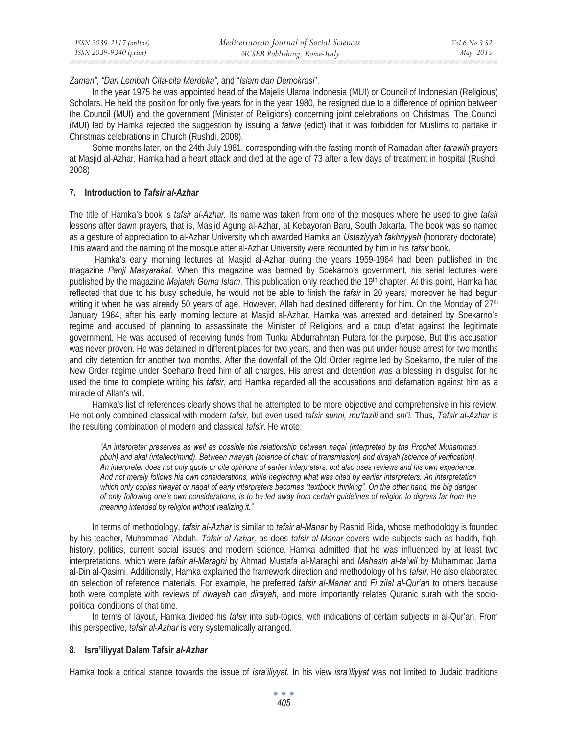*Zaman", "Dari Lembah Cita-cita Merdeka",* and "*Islam dan Demokrasi*".

In the year 1975 he was appointed head of the Majelis Ulama Indonesia (MUI) or Council of Indonesian (Religious) Scholars. He held the position for only five years for in the year 1980, he resigned due to a difference of opinion between the Council (MUI) and the government (Minister of Religions) concerning joint celebrations on Christmas. The Council (MUI) led by Hamka rejected the suggestion by issuing a *fatwa* (edict) that it was forbidden for Muslims to partake in Christmas celebrations in Church (Rushdi, 2008).

Some months later, on the 24th July 1981, corresponding with the fasting month of Ramadan after *tarawih* prayers at Masjid al-Azhar, Hamka had a heart attack and died at the age of 73 after a few days of treatment in hospital (Rushdi, 2008)

## 7. Introduction to *Tafsir al-Azhar*

The title of Hamka's book is *tafsir al-Azhar*. Its name was taken from one of the mosques where he used to give *tafsir* lessons after dawn prayers, that is, Masjid Agung al-Azhar, at Kebayoran Baru, South Jakarta. The book was so named as a gesture of appreciation to al-Azhar University which awarded Hamka an *Ustaziyyah fakhriyyah* (honorary doctorate). This award and the naming of the mosque after al-Azhar University were recounted by him in his *tafsir* book.

Hamka's early morning lectures at Masjid al-Azhar during the years 1959-1964 had been published in the magazine *Panji Masyarakat*. When this magazine was banned by Soekarno's government, his serial lectures were published by the magazine *Majalah Gema Islam*. This publication only reached the 19th chapter. At this point, Hamka had reflected that due to his busy schedule, he would not be able to finish the *tafsir* in 20 years, moreover he had begun writing it when he was already 50 years of age. However, Allah had destined differently for him. On the Monday of 27th January 1964, after his early morning lecture at Masjid al-Azhar, Hamka was arrested and detained by Soekarno's regime and accused of planning to assassinate the Minister of Religions and a coup d'etat against the legitimate government. He was accused of receiving funds from Tunku Abdurrahman Putera for the purpose. But this accusation was never proven. He was detained in different places for two years, and then was put under house arrest for two months and city detention for another two months. After the downfall of the Old Order regime led by Soekarno, the ruler of the New Order regime under Soeharto freed him of all charges. His arrest and detention was a blessing in disguise for he used the time to complete writing his *tafsir*, and Hamka regarded all the accusations and defamation against him as a miracle of Allah's will.

Hamka's list of references clearly shows that he attempted to be more objective and comprehensive in his review. He not only combined classical with modern *tafsir*, but even used *tafsir sunni, mu'tazili* and *shi'i*. Thus, *Tafsir al-Azhar* is the resulting combination of modern and classical *tafsir*. He wrote:

> *"An interpreter preserves as well as possible the relationship between naqal (interpreted by the Prophet Muhammad pbuh) and akal (intellect/mind). Between riwayah (science of chain of transmission) and dirayah (science of verification). An interpreter does not only quote or cite opinions of earlier interpreters, but also uses reviews and his own experience. And not merely follows his own considerations, while neglecting what was cited by earlier interpreters. An interpretation which only copies riwayat or naqal of early interpreters becomes "textbook thinking". On the other hand, the big danger of only following one's own considerations, is to be led away from certain guidelines of religion to digress far from the meaning intended by religion without realizing it."*

In terms of methodology, *tafsir al-Azhar* is similar to *tafsir al-Manar* by Rashid Rida, whose methodology is founded by his teacher, Muhammad 'Abduh. *Tafsir al-Azhar,* as does *tafsir al-Manar* covers wide subjects such as hadith, fiqh, history, politics, current social issues and modern science. Hamka admitted that he was influenced by at least two interpretations, which were *tafsir al-Maraghi* by Ahmad Mustafa al-Maraghi and *Mahasin al-ta'wil* by Muhammad Jamal al-Din al-Qasimi. Additionally, Hamka explained the framework direction and methodology of his *tafsir*. He also elaborated on selection of reference materials. For example, he preferred *tafsir al-Manar* and *Fi zilal al-Qur'an* to others because both were complete with reviews of *riwayah* dan *dirayah*, and more importantly relates Quranic surah with the socio-political conditions of that time.

In terms of layout, Hamka divided his *tafsir* into sub-topics, with indications of certain subjects in al-Qur'an. From this perspective, *tafsir al-Azhar* is very systematically arranged.

## 8. Isra'iliyyat Dalam Tafsir *al-Azhar*

Hamka took a critical stance towards the issue of *isra'iliyyat*. In his view *isra'iliyyat* was not limited to Judaic traditions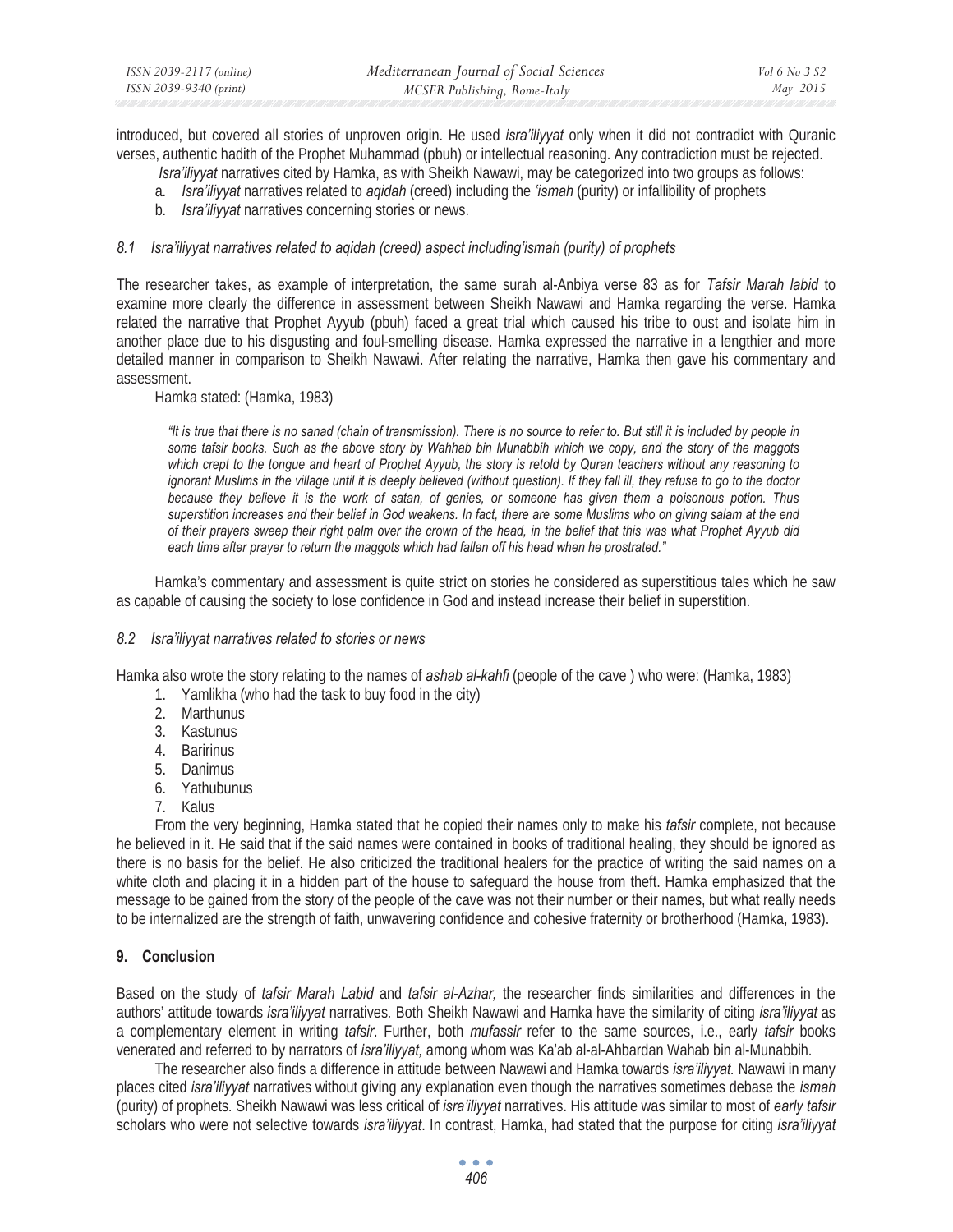introduced, but covered all stories of unproven origin. He used *isra'iliyyat* only when it did not contradict with Quranic verses, authentic hadith of the Prophet Muhammad (pbuh) or intellectual reasoning. Any contradiction must be rejected.

*Isra'iliyyat* narratives cited by Hamka, as with Sheikh Nawawi, may be categorized into two groups as follows:

a. *Isra'iliyyat* narratives related to *aqidah* (creed) including the *'ismah* (purity) or infallibility of prophets
b. *Isra'iliyyat* narratives concerning stories or news.

### *8.1 Isra'iliyyat narratives related to aqidah (creed) aspect including'ismah (purity) of prophets*

The researcher takes, as example of interpretation, the same surah al-Anbiya verse 83 as for *Tafsir Marah labid* to examine more clearly the difference in assessment between Sheikh Nawawi and Hamka regarding the verse. Hamka related the narrative that Prophet Ayyub (pbuh) faced a great trial which caused his tribe to oust and isolate him in another place due to his disgusting and foul-smelling disease. Hamka expressed the narrative in a lengthier and more detailed manner in comparison to Sheikh Nawawi. After relating the narrative, Hamka then gave his commentary and assessment.

Hamka stated: (Hamka, 1983)

> *"It is true that there is no sanad (chain of transmission). There is no source to refer to. But still it is included by people in some tafsir books. Such as the above story by Wahhab bin Munabbih which we copy, and the story of the maggots which crept to the tongue and heart of Prophet Ayyub, the story is retold by Quran teachers without any reasoning to ignorant Muslims in the village until it is deeply believed (without question). If they fall ill, they refuse to go to the doctor because they believe it is the work of satan, of genies, or someone has given them a poisonous potion. Thus superstition increases and their belief in God weakens. In fact, there are some Muslims who on giving salam at the end of their prayers sweep their right palm over the crown of the head, in the belief that this was what Prophet Ayyub did each time after prayer to return the maggots which had fallen off his head when he prostrated."*

Hamka's commentary and assessment is quite strict on stories he considered as superstitious tales which he saw as capable of causing the society to lose confidence in God and instead increase their belief in superstition.

### *8.2 Isra'iliyyat narratives related to stories or news*

Hamka also wrote the story relating to the names of *ashab al-kahfi* (people of the cave ) who were: (Hamka, 1983)

1. Yamlikha (who had the task to buy food in the city)
2. Marthunus
3. Kastunus
4. Baririnus
5. Danimus
6. Yathubunus
7. Kalus

From the very beginning, Hamka stated that he copied their names only to make his *tafsir* complete, not because he believed in it. He said that if the said names were contained in books of traditional healing, they should be ignored as there is no basis for the belief. He also criticized the traditional healers for the practice of writing the said names on a white cloth and placing it in a hidden part of the house to safeguard the house from theft. Hamka emphasized that the message to be gained from the story of the people of the cave was not their number or their names, but what really needs to be internalized are the strength of faith, unwavering confidence and cohesive fraternity or brotherhood (Hamka, 1983).

## 9. Conclusion

Based on the study of *tafsir Marah Labid* and *tafsir al-Azhar,* the researcher finds similarities and differences in the authors' attitude towards *isra'iliyyat* narratives. Both Sheikh Nawawi and Hamka have the similarity of citing *isra'iliyyat* as a complementary element in writing *tafsir*. Further, both *mufassir* refer to the same sources, i.e., early *tafsir* books venerated and referred to by narrators of *isra'iliyyat,* among whom was Ka'ab al-al-Ahbardan Wahab bin al-Munabbih.

The researcher also finds a difference in attitude between Nawawi and Hamka towards *isra'iliyyat*. Nawawi in many places cited *isra'iliyyat* narratives without giving any explanation even though the narratives sometimes debase the *ismah* (purity) of prophets. Sheikh Nawawi was less critical of *isra'iliyyat* narratives. His attitude was similar to most of *early tafsir* scholars who were not selective towards *isra'iliyyat*. In contrast, Hamka, had stated that the purpose for citing *isra'iliyyat*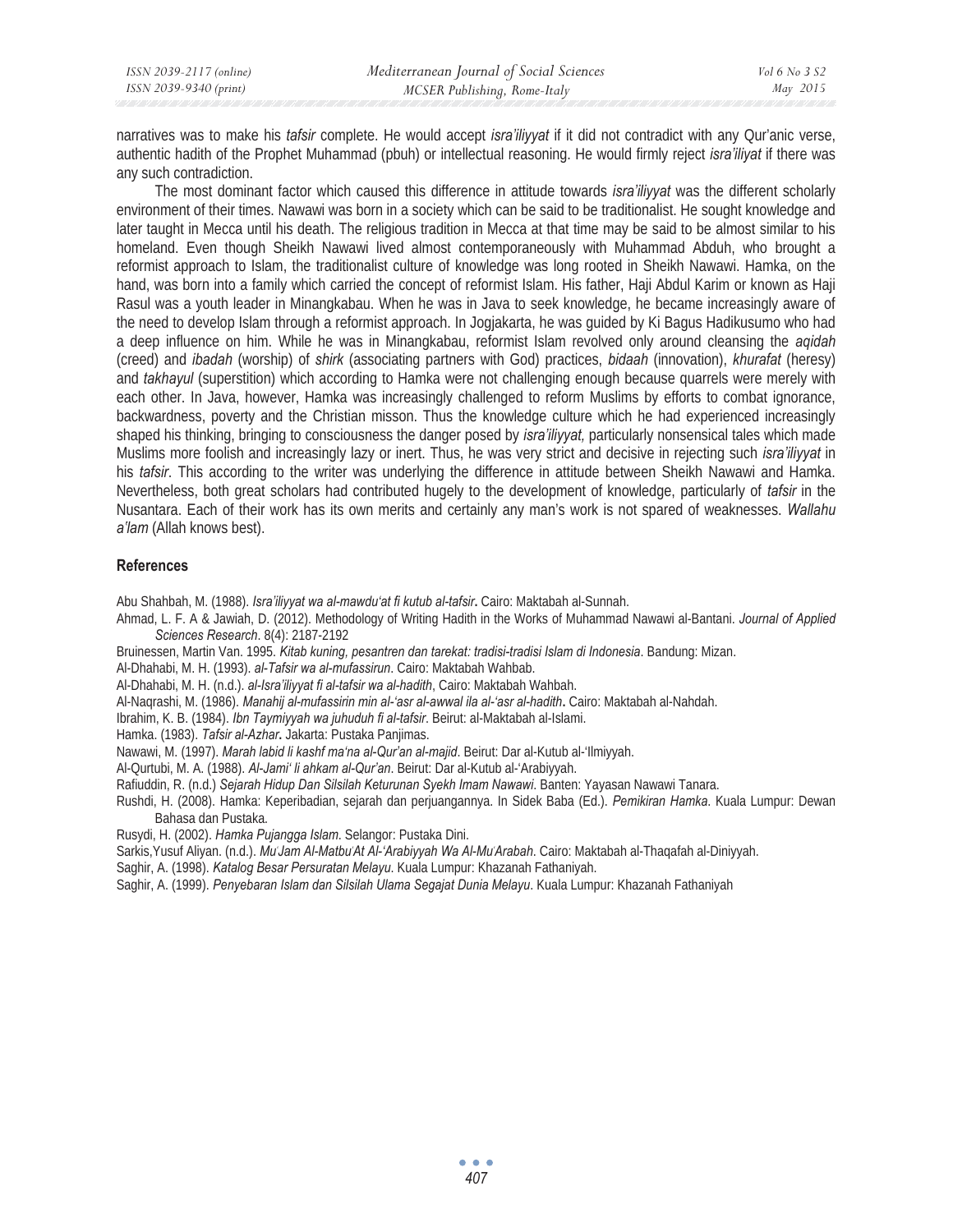narratives was to make his *tafsir* complete. He would accept *isra'iliyyat* if it did not contradict with any Qur'anic verse, authentic hadith of the Prophet Muhammad (pbuh) or intellectual reasoning. He would firmly reject *isra'iliyat* if there was any such contradiction.

The most dominant factor which caused this difference in attitude towards *isra'iliyyat* was the different scholarly environment of their times. Nawawi was born in a society which can be said to be traditionalist. He sought knowledge and later taught in Mecca until his death. The religious tradition in Mecca at that time may be said to be almost similar to his homeland. Even though Sheikh Nawawi lived almost contemporaneously with Muhammad Abduh, who brought a reformist approach to Islam, the traditionalist culture of knowledge was long rooted in Sheikh Nawawi. Hamka, on the hand, was born into a family which carried the concept of reformist Islam. His father, Haji Abdul Karim or known as Haji Rasul was a youth leader in Minangkabau. When he was in Java to seek knowledge, he became increasingly aware of the need to develop Islam through a reformist approach. In Jogjakarta, he was guided by Ki Bagus Hadikusumo who had a deep influence on him. While he was in Minangkabau, reformist Islam revolved only around cleansing the *aqidah* (creed) and *ibadah* (worship) of *shirk* (associating partners with God) practices, *bidaah* (innovation), *khurafat* (heresy) and *takhayul* (superstition) which according to Hamka were not challenging enough because quarrels were merely with each other. In Java, however, Hamka was increasingly challenged to reform Muslims by efforts to combat ignorance, backwardness, poverty and the Christian misson. Thus the knowledge culture which he had experienced increasingly shaped his thinking, bringing to consciousness the danger posed by *isra'iliyyat,* particularly nonsensical tales which made Muslims more foolish and increasingly lazy or inert. Thus, he was very strict and decisive in rejecting such *isra'iliyyat* in his *tafsir*. This according to the writer was underlying the difference in attitude between Sheikh Nawawi and Hamka. Nevertheless, both great scholars had contributed hugely to the development of knowledge, particularly of *tafsir* in the Nusantara. Each of their work has its own merits and certainly any man's work is not spared of weaknesses. *Wallahu a'lam* (Allah knows best).

## References

Abu Shahbah, M. (1988). *Isra'iliyyat wa al-mawdu'at fi kutub al-tafsir***.** Cairo: Maktabah al-Sunnah.

Ahmad, L. F. A & Jawiah, D. (2012). Methodology of Writing Hadith in the Works of Muhammad Nawawi al-Bantani. *Journal of Applied Sciences Research*. 8(4): 2187-2192

Bruinessen, Martin Van. 1995. *Kitab kuning, pesantren dan tarekat: tradisi-tradisi Islam di Indonesia*. Bandung: Mizan.

Al-Dhahabi, M. H. (1993). *al-Tafsir wa al-mufassirun*. Cairo: Maktabah Wahbab.

Al-Dhahabi, M. H. (n.d.). *al-Isra'iliyyat fi al-tafsir wa al-hadith*, Cairo: Maktabah Wahbah.

Al-Naqrashi, M. (1986). *Manahij al-mufassirin min al-'asr al-awwal ila al-'asr al-hadith***.** Cairo: Maktabah al-Nahdah.

Ibrahim, K. B. (1984). *Ibn Taymiyyah wa juhuduh fi al-tafsir*. Beirut: al-Maktabah al-Islami.

Hamka. (1983). *Tafsir al-Azhar***.** Jakarta: Pustaka Panjimas.

Nawawi, M. (1997). *Marah labid li kashf ma'na al-Qur'an al-majid*. Beirut: Dar al-Kutub al-'Ilmiyyah.

Al-Qurtubi, M. A. (1988). *Al-Jami' li ahkam al-Qur'an*. Beirut: Dar al-Kutub al-'Arabiyyah.

Rafiuddin, R. (n.d.) *Sejarah Hidup Dan Silsilah Keturunan Syekh Imam Nawawi*. Banten: Yayasan Nawawi Tanara.

Rushdi, H. (2008). Hamka: Keperibadian, sejarah dan perjuangannya. In Sidek Baba (Ed.). *Pemikiran Hamka*. Kuala Lumpur: Dewan Bahasa dan Pustaka.

Rusydi, H. (2002). *Hamka Pujangga Islam*. Selangor: Pustaka Dini.

Sarkis,Yusuf Aliyan. (n.d.). *Mu'Jam Al-Matbu'At Al-'Arabiyyah Wa Al-Mu'Arabah*. Cairo: Maktabah al-Thaqafah al-Diniyyah.

Saghir, A. (1998). *Katalog Besar Persuratan Melayu*. Kuala Lumpur: Khazanah Fathaniyah.

Saghir, A. (1999). *Penyebaran Islam dan Silsilah Ulama Segajat Dunia Melayu*. Kuala Lumpur: Khazanah Fathaniyah